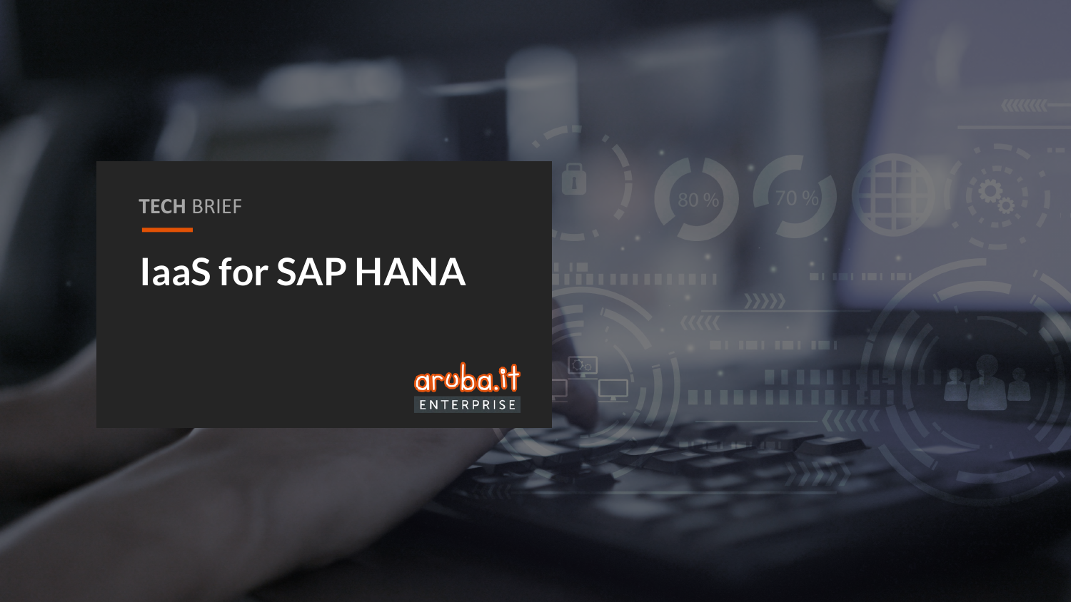TECH BRIEF

# IaaS for SAP HANA

aruba.it ENTERPRISE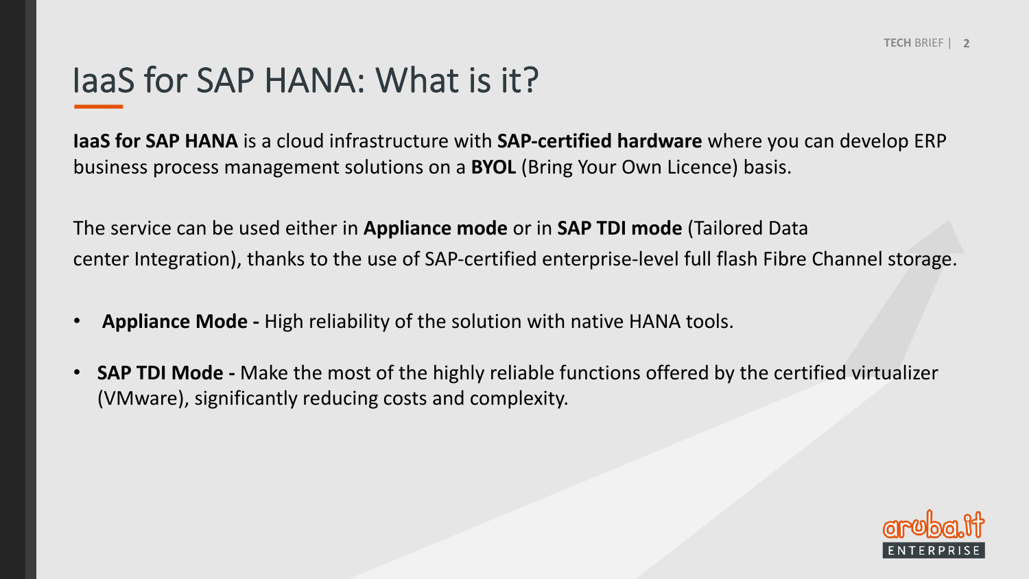# IaaS for SAP HANA: What is it?

**IaaS for SAP HANA** is a cloud infrastructure with **SAP-certified hardware** where you can develop ERP business process management solutions on a **BYOL** (Bring Your Own Licence) basis.

The service can be used either in **Appliance mode** or in **SAP TDI mode** (Tailored Data center Integration), thanks to the use of SAP-certified enterprise-level full flash Fibre Channel storage.

- **Appliance Mode -** High reliability of the solution with native HANA tools.
- **SAP TDI Mode -** Make the most of the highly reliable functions offered by the certified virtualizer (VMware), significantly reducing costs and complexity.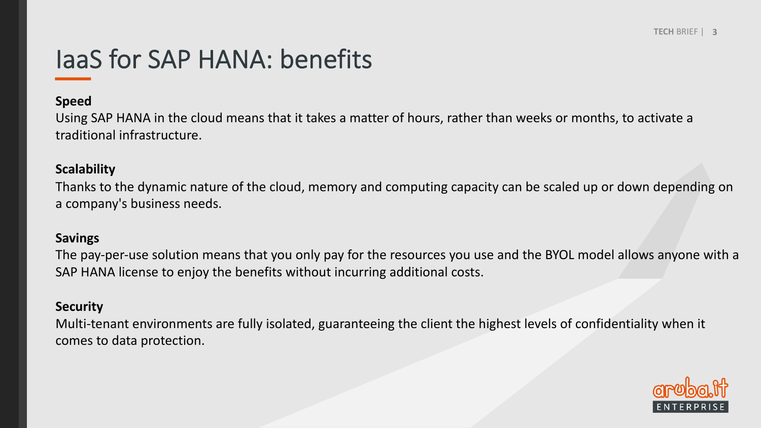# IaaS for SAP HANA: benefits

**Speed**

Using SAP HANA in the cloud means that it takes a matter of hours, rather than weeks or months, to activate a traditional infrastructure.

**Scalability**

Thanks to the dynamic nature of the cloud, memory and computing capacity can be scaled up or down depending on a company's business needs.

**Savings**

The pay-per-use solution means that you only pay for the resources you use and the BYOL model allows anyone with a SAP HANA license to enjoy the benefits without incurring additional costs.

**Security**

Multi-tenant environments are fully isolated, guaranteeing the client the highest levels of confidentiality when it comes to data protection.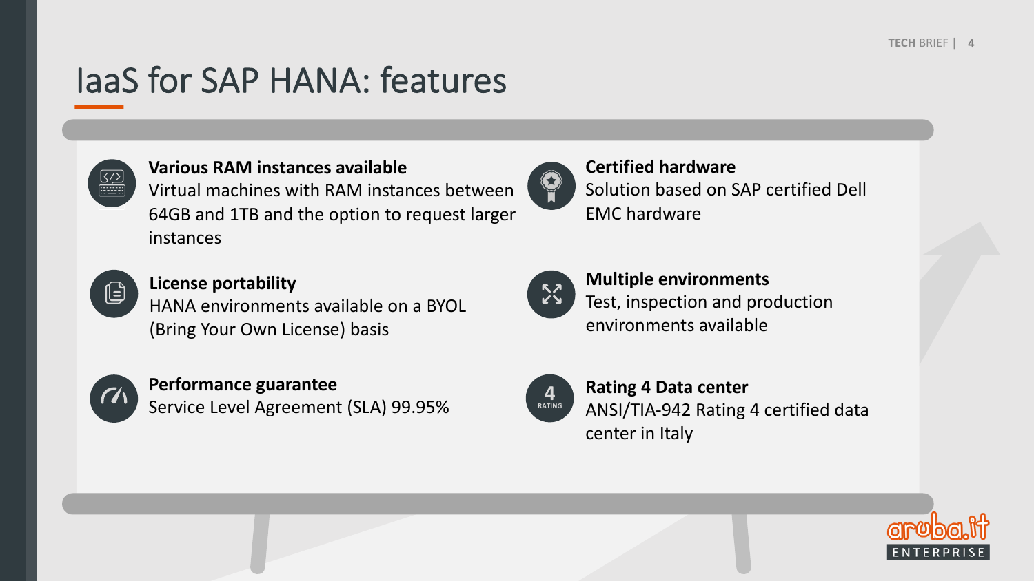# IaaS for SAP HANA: features

**Various RAM instances available**
Virtual machines with RAM instances between 64GB and 1TB and the option to request larger instances

**License portability**
HANA environments available on a BYOL (Bring Your Own License) basis

**Performance guarantee**
Service Level Agreement (SLA) 99.95%

**Certified hardware**
Solution based on SAP certified Dell EMC hardware

**Multiple environments**
Test, inspection and production environments available

**Rating 4 Data center**
ANSI/TIA-942 Rating 4 certified data center in Italy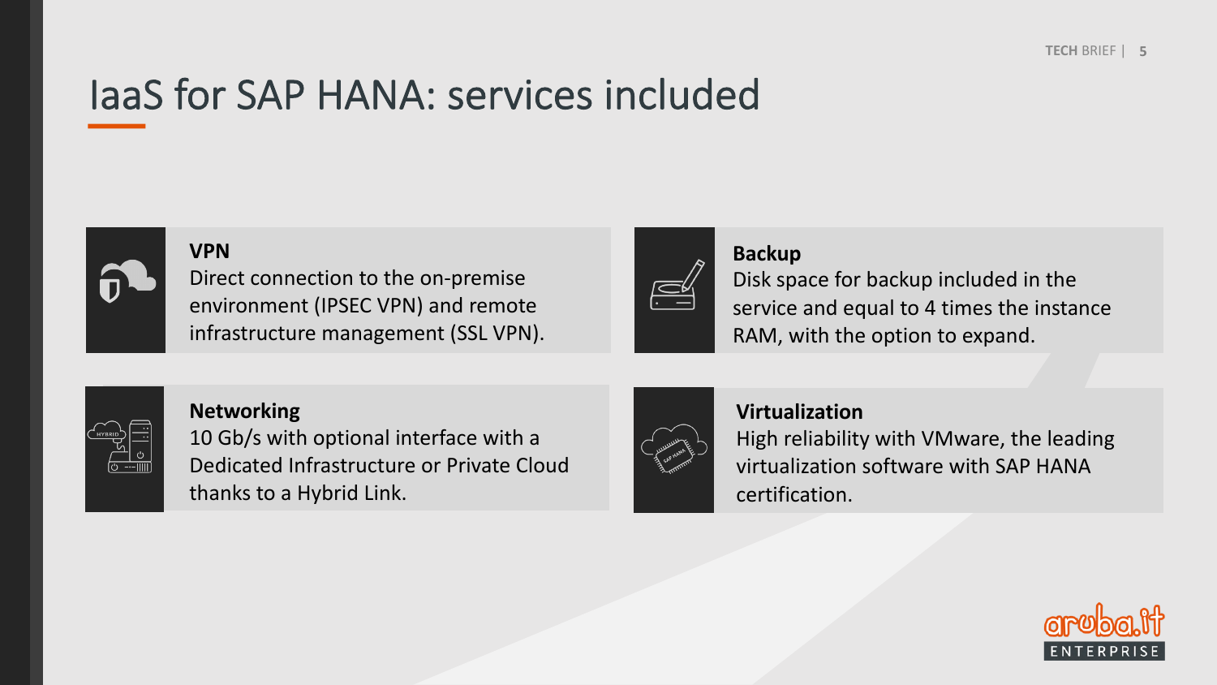# IaaS for SAP HANA: services included

**VPN**
Direct connection to the on-premise environment (IPSEC VPN) and remote infrastructure management (SSL VPN).

**Backup**
Disk space for backup included in the service and equal to 4 times the instance RAM, with the option to expand.

**Networking**
10 Gb/s with optional interface with a Dedicated Infrastructure or Private Cloud thanks to a Hybrid Link.

**Virtualization**
High reliability with VMware, the leading virtualization software with SAP HANA certification.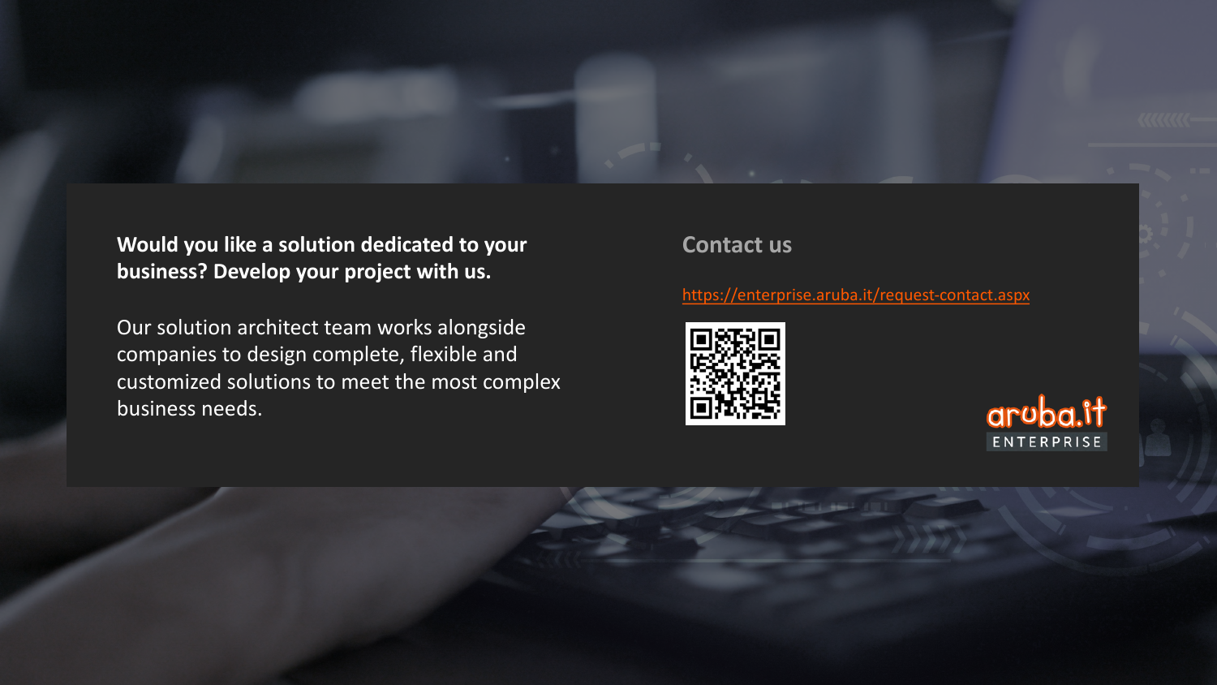**Would you like a solution dedicated to your business? Develop your project with us.**

Our solution architect team works alongside companies to design complete, flexible and customized solutions to meet the most complex business needs.

## Contact us

https://enterprise.aruba.it/request-contact.aspx

aruba.it ENTERPRISE